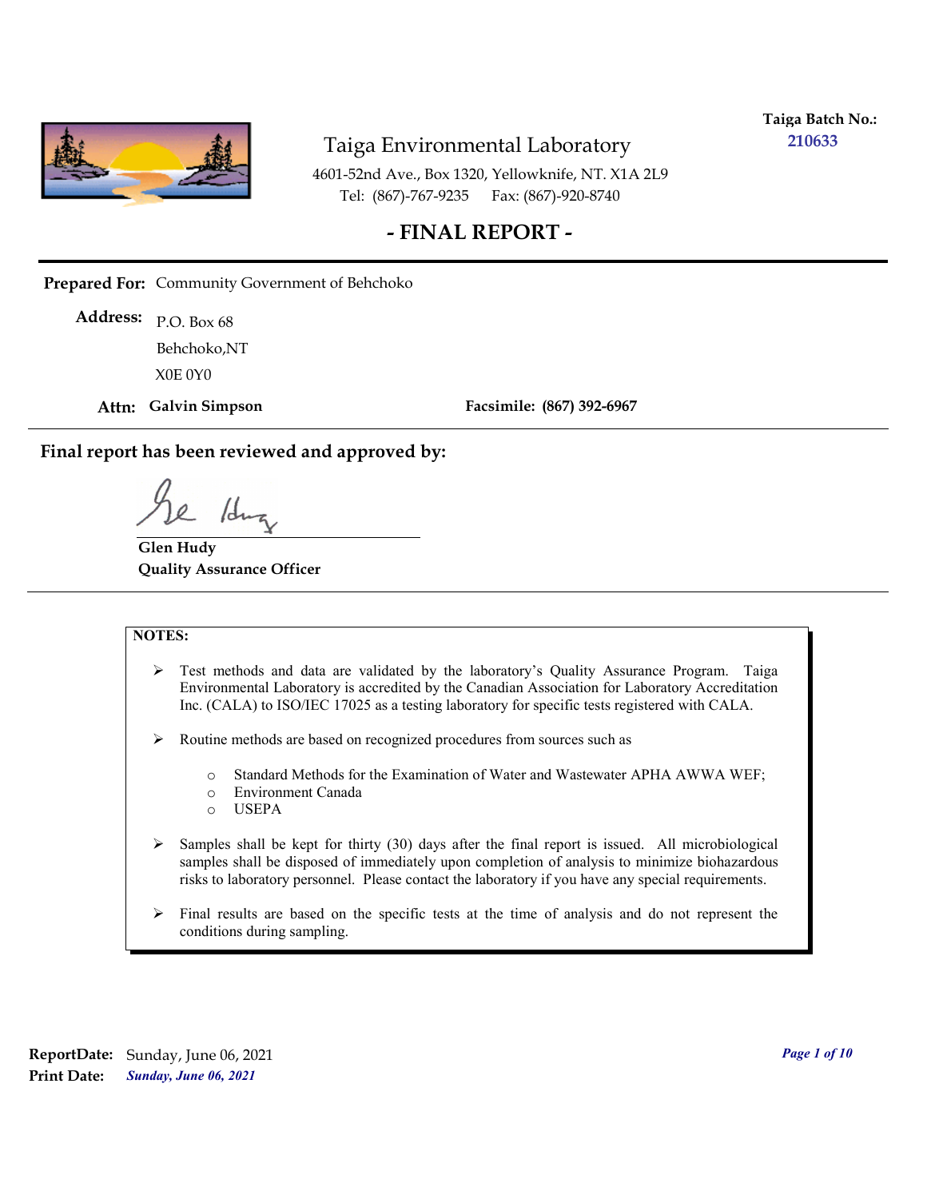**Taiga Batch No.:** 210633

# Taiga Environmental Laboratory

4601-52nd Ave., Box 1320, Yellowknife, NT. X1A 2L9
Tel: (867)-767-9235 Fax: (867)-920-8740

## - FINAL REPORT -

**Prepared For:** Community Government of Behchoko

**Address:** P.O. Box 68
Behchoko,NT
X0E 0Y0

**Attn: Galvin Simpson** **Facsimile: (867) 392-6967**

**Final report has been reviewed and approved by:**

**Glen Hudy**
**Quality Assurance Officer**

**NOTES:**

- Test methods and data are validated by the laboratory's Quality Assurance Program. Taiga Environmental Laboratory is accredited by the Canadian Association for Laboratory Accreditation Inc. (CALA) to ISO/IEC 17025 as a testing laboratory for specific tests registered with CALA.
- Routine methods are based on recognized procedures from sources such as
  - Standard Methods for the Examination of Water and Wastewater APHA AWWA WEF;
  - Environment Canada
  - USEPA
- Samples shall be kept for thirty (30) days after the final report is issued. All microbiological samples shall be disposed of immediately upon completion of analysis to minimize biohazardous risks to laboratory personnel. Please contact the laboratory if you have any special requirements.
- Final results are based on the specific tests at the time of analysis and do not represent the conditions during sampling.

**ReportDate:** Sunday, June 06, 2021
**Print Date:** *Sunday, June 06, 2021*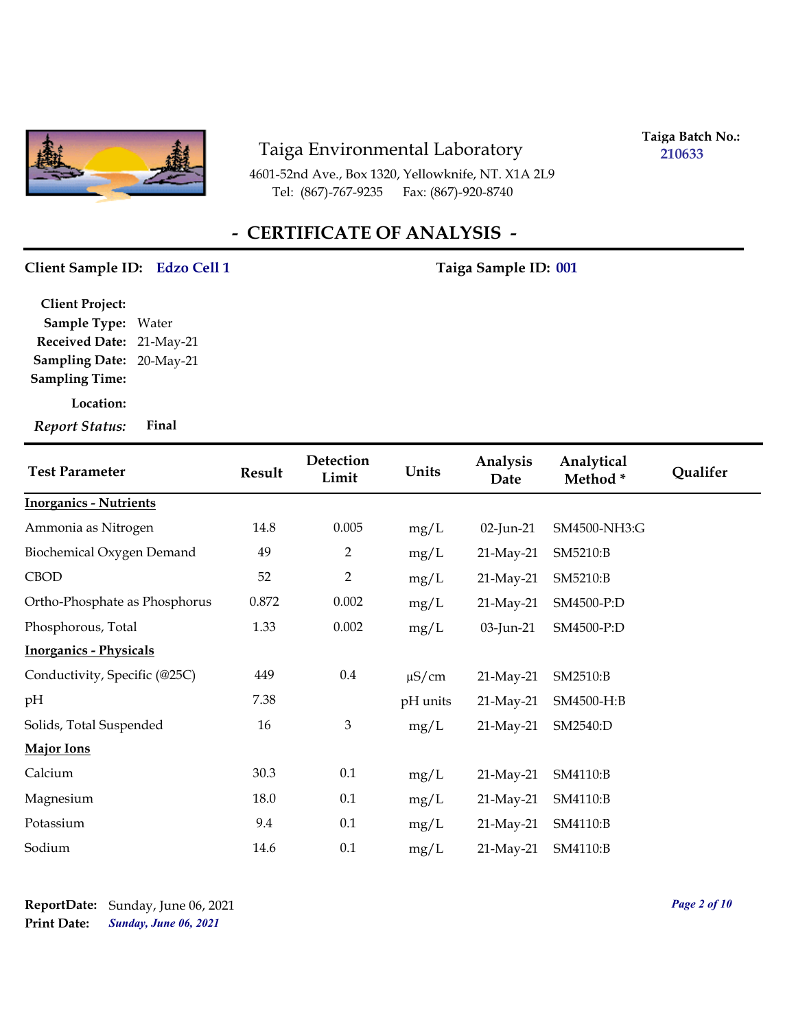Taiga Environmental Laboratory

4601-52nd Ave., Box 1320, Yellowknife, NT. X1A 2L9
Tel: (867)-767-9235 Fax: (867)-920-8740

**Taiga Batch No.: 210633**

# - CERTIFICATE OF ANALYSIS -

**Client Sample ID:** Edzo Cell 1 **Taiga Sample ID:** 001

**Client Project:**
**Sample Type:** Water
**Received Date:** 21-May-21
**Sampling Date:** 20-May-21
**Sampling Time:**
**Location:**
***Report Status:*** **Final**

| Test Parameter | Result | Detection Limit | Units | Analysis Date | Analytical Method * | Qualifer |
|---|---|---|---|---|---|---|
| **Inorganics - Nutrients** | | | | | | |
| Ammonia as Nitrogen | 14.8 | 0.005 | mg/L | 02-Jun-21 | SM4500-NH3:G | |
| Biochemical Oxygen Demand | 49 | 2 | mg/L | 21-May-21 | SM5210:B | |
| CBOD | 52 | 2 | mg/L | 21-May-21 | SM5210:B | |
| Ortho-Phosphate as Phosphorus | 0.872 | 0.002 | mg/L | 21-May-21 | SM4500-P:D | |
| Phosphorous, Total | 1.33 | 0.002 | mg/L | 03-Jun-21 | SM4500-P:D | |
| **Inorganics - Physicals** | | | | | | |
| Conductivity, Specific (@25C) | 449 | 0.4 | µS/cm | 21-May-21 | SM2510:B | |
| pH | 7.38 | | pH units | 21-May-21 | SM4500-H:B | |
| Solids, Total Suspended | 16 | 3 | mg/L | 21-May-21 | SM2540:D | |
| **Major Ions** | | | | | | |
| Calcium | 30.3 | 0.1 | mg/L | 21-May-21 | SM4110:B | |
| Magnesium | 18.0 | 0.1 | mg/L | 21-May-21 | SM4110:B | |
| Potassium | 9.4 | 0.1 | mg/L | 21-May-21 | SM4110:B | |
| Sodium | 14.6 | 0.1 | mg/L | 21-May-21 | SM4110:B | |

**ReportDate:** Sunday, June 06, 2021
**Print Date:** ***Sunday, June 06, 2021***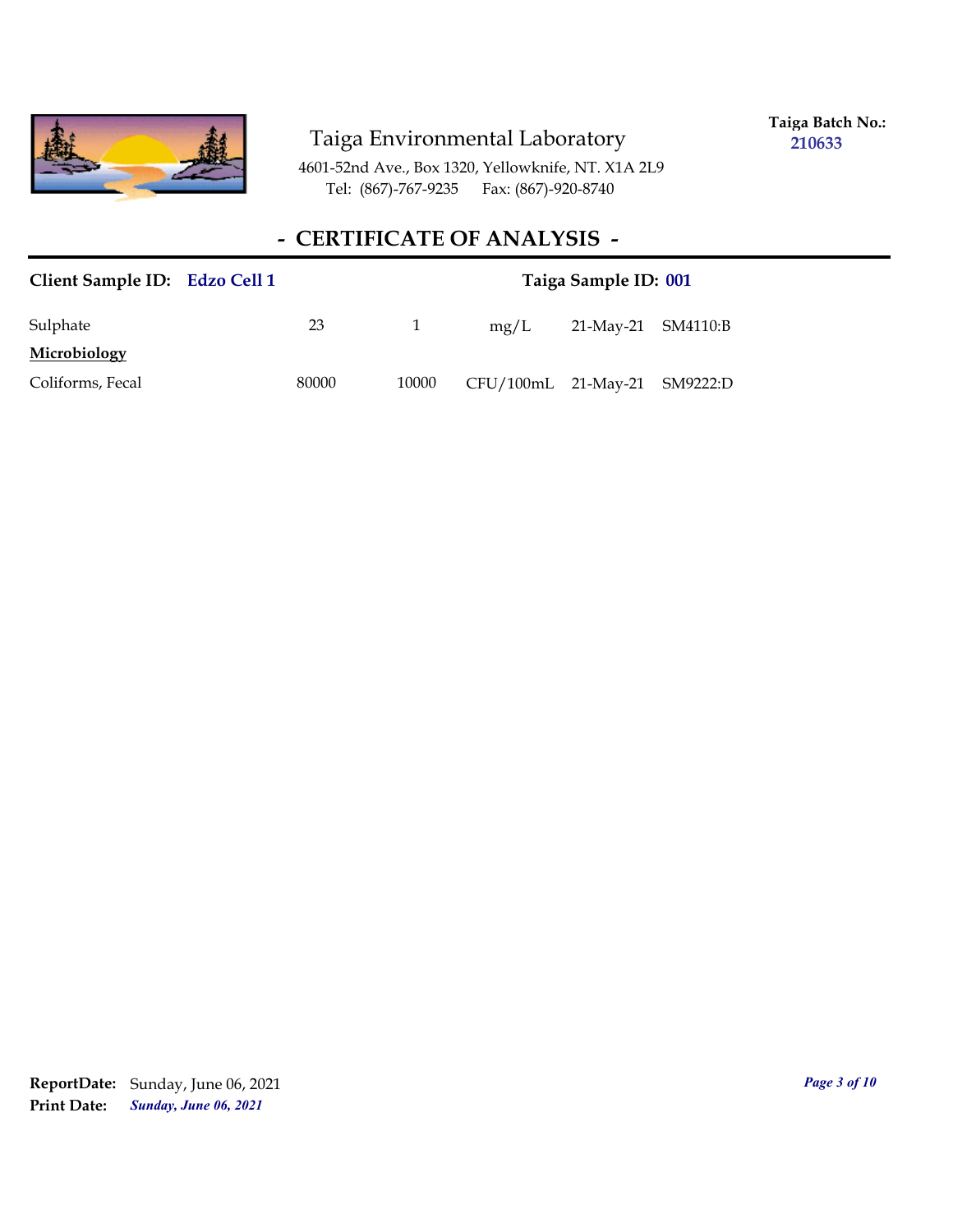Taiga Environmental Laboratory

4601-52nd Ave., Box 1320, Yellowknife, NT. X1A 2L9
Tel: (867)-767-9235 Fax: (867)-920-8740

**Taiga Batch No.:** **210633**

## - CERTIFICATE OF ANALYSIS -

**Client Sample ID:** **Edzo Cell 1** **Taiga Sample ID:** **001**

| | | | | | |
|---|---|---|---|---|---|
| Sulphate | 23 | 1 | mg/L | 21-May-21 | SM4110:B |
| **Microbiology** | | | | | |
| Coliforms, Fecal | 80000 | 10000 | CFU/100mL | 21-May-21 | SM9222:D |

**ReportDate:** Sunday, June 06, 2021
**Print Date:** ***Sunday, June 06, 2021***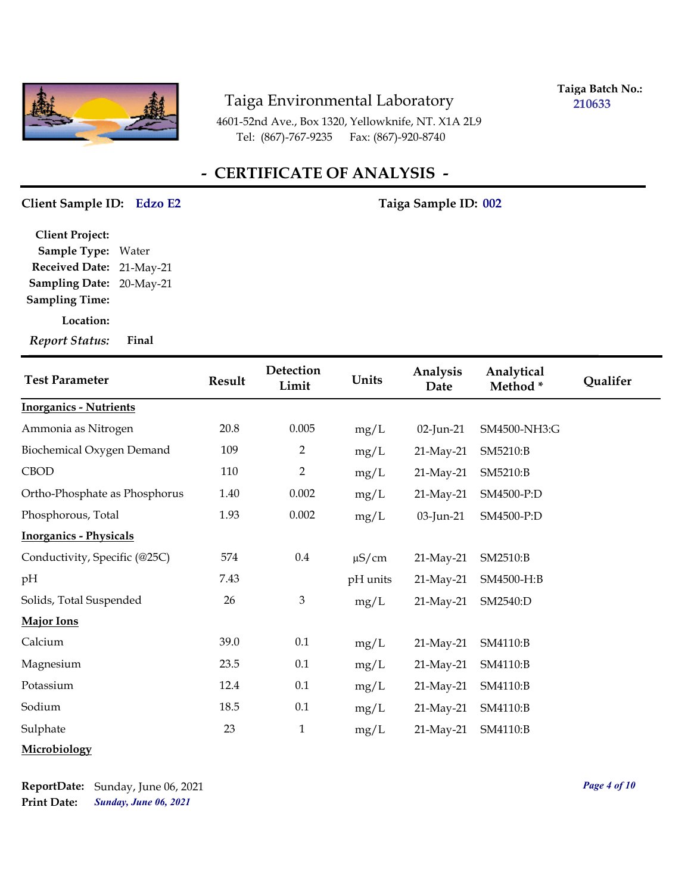Taiga Environmental Laboratory

4601-52nd Ave., Box 1320, Yellowknife, NT. X1A 2L9

Tel: (867)-767-9235 Fax: (867)-920-8740

**Taiga Batch No.:** 210633

# - CERTIFICATE OF ANALYSIS -

**Client Sample ID:** Edzo E2 **Taiga Sample ID:** 002

**Client Project:**
**Sample Type:** Water
**Received Date:** 21-May-21
**Sampling Date:** 20-May-21
**Sampling Time:**
**Location:**
***Report Status:*** **Final**

| Test Parameter | Result | Detection Limit | Units | Analysis Date | Analytical Method * | Qualifer |
|---|---|---|---|---|---|---|
| **Inorganics - Nutrients** | | | | | | |
| Ammonia as Nitrogen | 20.8 | 0.005 | mg/L | 02-Jun-21 | SM4500-NH3:G | |
| Biochemical Oxygen Demand | 109 | 2 | mg/L | 21-May-21 | SM5210:B | |
| CBOD | 110 | 2 | mg/L | 21-May-21 | SM5210:B | |
| Ortho-Phosphate as Phosphorus | 1.40 | 0.002 | mg/L | 21-May-21 | SM4500-P:D | |
| Phosphorous, Total | 1.93 | 0.002 | mg/L | 03-Jun-21 | SM4500-P:D | |
| **Inorganics - Physicals** | | | | | | |
| Conductivity, Specific (@25C) | 574 | 0.4 | μS/cm | 21-May-21 | SM2510:B | |
| pH | 7.43 | | pH units | 21-May-21 | SM4500-H:B | |
| Solids, Total Suspended | 26 | 3 | mg/L | 21-May-21 | SM2540:D | |
| **Major Ions** | | | | | | |
| Calcium | 39.0 | 0.1 | mg/L | 21-May-21 | SM4110:B | |
| Magnesium | 23.5 | 0.1 | mg/L | 21-May-21 | SM4110:B | |
| Potassium | 12.4 | 0.1 | mg/L | 21-May-21 | SM4110:B | |
| Sodium | 18.5 | 0.1 | mg/L | 21-May-21 | SM4110:B | |
| Sulphate | 23 | 1 | mg/L | 21-May-21 | SM4110:B | |
| **Microbiology** | | | | | | |

**ReportDate:** Sunday, June 06, 2021
**Print Date:** ***Sunday, June 06, 2021***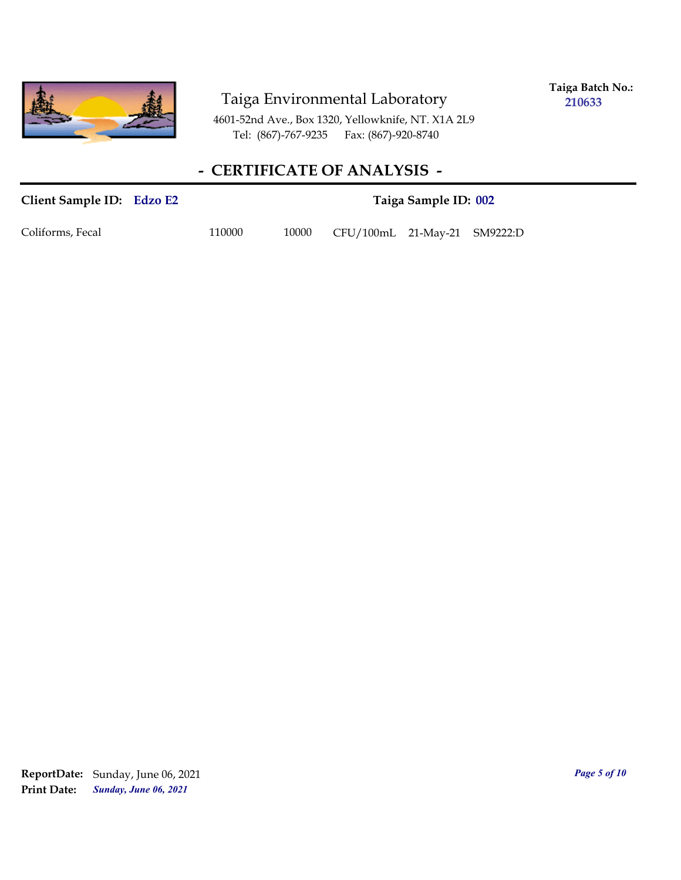Taiga Environmental Laboratory

4601-52nd Ave., Box 1320, Yellowknife, NT. X1A 2L9
Tel: (867)-767-9235 Fax: (867)-920-8740

**Taiga Batch No.: 210633**

## - CERTIFICATE OF ANALYSIS -

**Client Sample ID: Edzo E2** **Taiga Sample ID: 002**

| | | | | | |
|---|---|---|---|---|---|
| Coliforms, Fecal | 110000 | 10000 | CFU/100mL | 21-May-21 | SM9222:D |

**ReportDate:** Sunday, June 06, 2021
**Print Date:** ***Sunday, June 06, 2021***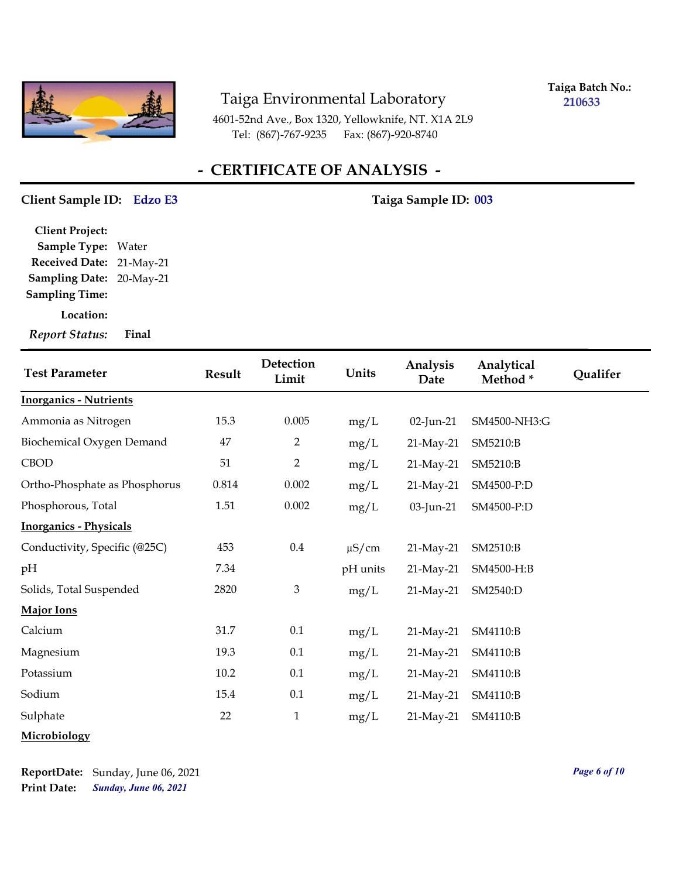# Taiga Environmental Laboratory

4601-52nd Ave., Box 1320, Yellowknife, NT. X1A 2L9
Tel: (867)-767-9235 Fax: (867)-920-8740

**Taiga Batch No.:** 210633

## - CERTIFICATE OF ANALYSIS -

**Client Sample ID:** Edzo E3 **Taiga Sample ID:** 003

**Client Project:**
**Sample Type:** Water
**Received Date:** 21-May-21
**Sampling Date:** 20-May-21
**Sampling Time:**
**Location:**
***Report Status:*** **Final**

| Test Parameter | Result | Detection Limit | Units | Analysis Date | Analytical Method * | Qualifer |
|---|---|---|---|---|---|---|
| **Inorganics - Nutrients** | | | | | | |
| Ammonia as Nitrogen | 15.3 | 0.005 | mg/L | 02-Jun-21 | SM4500-NH3:G | |
| Biochemical Oxygen Demand | 47 | 2 | mg/L | 21-May-21 | SM5210:B | |
| CBOD | 51 | 2 | mg/L | 21-May-21 | SM5210:B | |
| Ortho-Phosphate as Phosphorus | 0.814 | 0.002 | mg/L | 21-May-21 | SM4500-P:D | |
| Phosphorous, Total | 1.51 | 0.002 | mg/L | 03-Jun-21 | SM4500-P:D | |
| **Inorganics - Physicals** | | | | | | |
| Conductivity, Specific (@25C) | 453 | 0.4 | µS/cm | 21-May-21 | SM2510:B | |
| pH | 7.34 | | pH units | 21-May-21 | SM4500-H:B | |
| Solids, Total Suspended | 2820 | 3 | mg/L | 21-May-21 | SM2540:D | |
| **Major Ions** | | | | | | |
| Calcium | 31.7 | 0.1 | mg/L | 21-May-21 | SM4110:B | |
| Magnesium | 19.3 | 0.1 | mg/L | 21-May-21 | SM4110:B | |
| Potassium | 10.2 | 0.1 | mg/L | 21-May-21 | SM4110:B | |
| Sodium | 15.4 | 0.1 | mg/L | 21-May-21 | SM4110:B | |
| Sulphate | 22 | 1 | mg/L | 21-May-21 | SM4110:B | |
| **Microbiology** | | | | | | |

**ReportDate:** Sunday, June 06, 2021
**Print Date:** ***Sunday, June 06, 2021***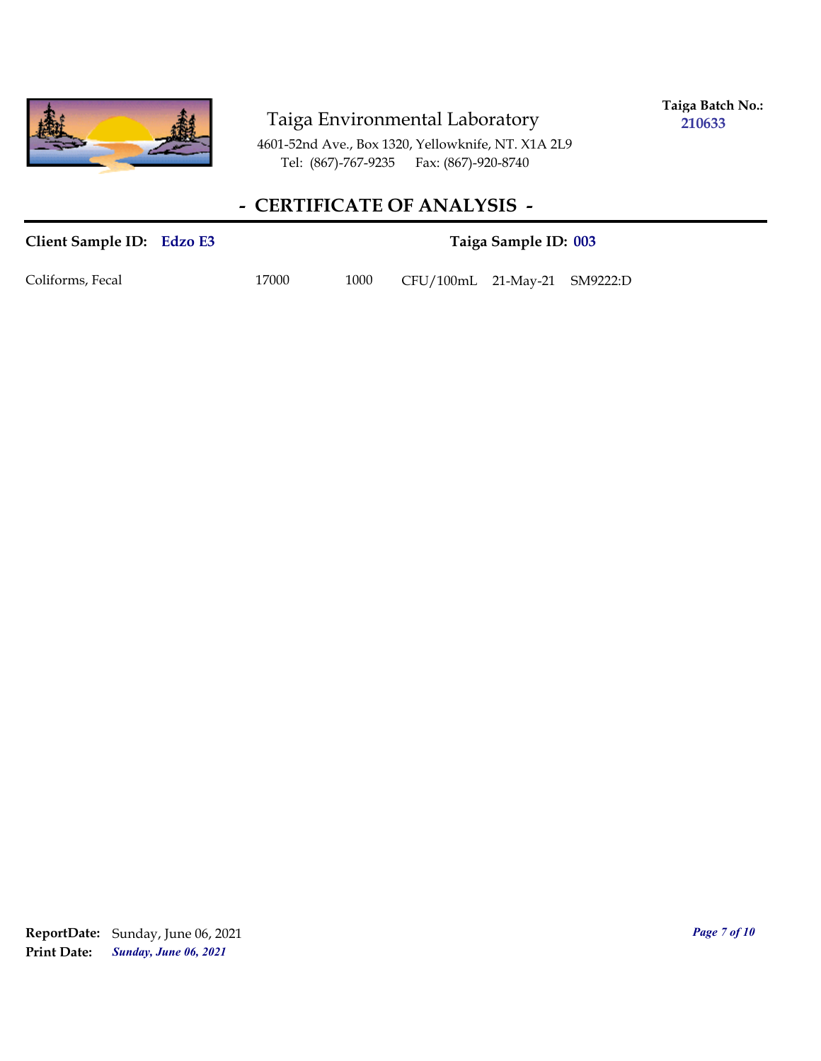Taiga Environmental Laboratory

4601-52nd Ave., Box 1320, Yellowknife, NT. X1A 2L9
Tel: (867)-767-9235 Fax: (867)-920-8740

**Taiga Batch No.:** **210633**

## - CERTIFICATE OF ANALYSIS -

**Client Sample ID:** **Edzo E3** **Taiga Sample ID:** **003**

| | | | | | |
|---|---|---|---|---|---|
| Coliforms, Fecal | 17000 | 1000 | CFU/100mL | 21-May-21 | SM9222:D |

**ReportDate:** Sunday, June 06, 2021
**Print Date:** ***Sunday, June 06, 2021***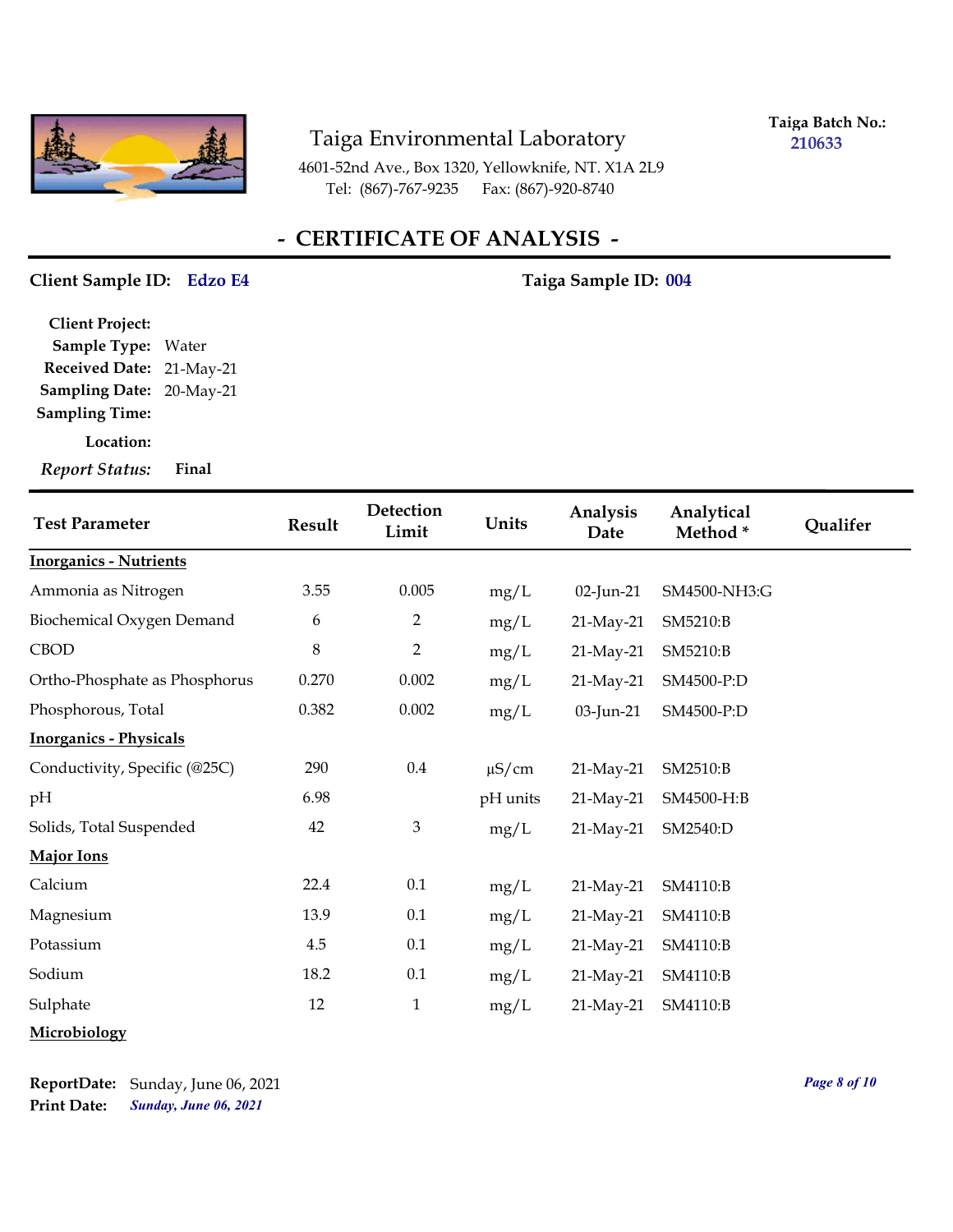Taiga Environmental Laboratory

4601-52nd Ave., Box 1320, Yellowknife, NT. X1A 2L9
Tel: (867)-767-9235 Fax: (867)-920-8740

**Taiga Batch No.:** 210633

## - CERTIFICATE OF ANALYSIS -

**Client Sample ID:** Edzo E4 **Taiga Sample ID:** 004

**Client Project:**
**Sample Type:** Water
**Received Date:** 21-May-21
**Sampling Date:** 20-May-21
**Sampling Time:**
**Location:**
***Report Status:*** **Final**

| Test Parameter | Result | Detection Limit | Units | Analysis Date | Analytical Method * | Qualifer |
|---|---|---|---|---|---|---|
| **Inorganics - Nutrients** | | | | | | |
| Ammonia as Nitrogen | 3.55 | 0.005 | mg/L | 02-Jun-21 | SM4500-NH3:G | |
| Biochemical Oxygen Demand | 6 | 2 | mg/L | 21-May-21 | SM5210:B | |
| CBOD | 8 | 2 | mg/L | 21-May-21 | SM5210:B | |
| Ortho-Phosphate as Phosphorus | 0.270 | 0.002 | mg/L | 21-May-21 | SM4500-P:D | |
| Phosphorous, Total | 0.382 | 0.002 | mg/L | 03-Jun-21 | SM4500-P:D | |
| **Inorganics - Physicals** | | | | | | |
| Conductivity, Specific (@25C) | 290 | 0.4 | μS/cm | 21-May-21 | SM2510:B | |
| pH | 6.98 | | pH units | 21-May-21 | SM4500-H:B | |
| Solids, Total Suspended | 42 | 3 | mg/L | 21-May-21 | SM2540:D | |
| **Major Ions** | | | | | | |
| Calcium | 22.4 | 0.1 | mg/L | 21-May-21 | SM4110:B | |
| Magnesium | 13.9 | 0.1 | mg/L | 21-May-21 | SM4110:B | |
| Potassium | 4.5 | 0.1 | mg/L | 21-May-21 | SM4110:B | |
| Sodium | 18.2 | 0.1 | mg/L | 21-May-21 | SM4110:B | |
| Sulphate | 12 | 1 | mg/L | 21-May-21 | SM4110:B | |
| **Microbiology** | | | | | | |

**ReportDate:** Sunday, June 06, 2021
**Print Date:** ***Sunday, June 06, 2021***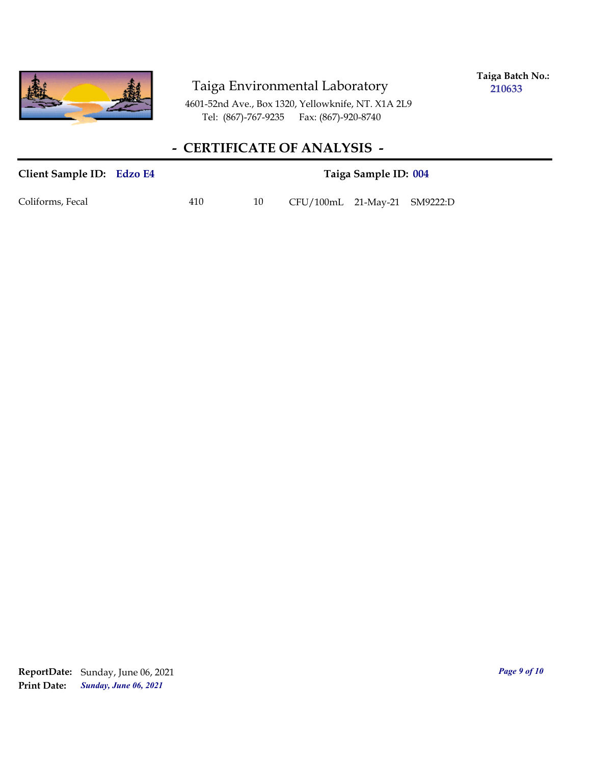Taiga Environmental Laboratory

4601-52nd Ave., Box 1320, Yellowknife, NT. X1A 2L9
Tel: (867)-767-9235 Fax: (867)-920-8740

**Taiga Batch No.:** **210633**

## - CERTIFICATE OF ANALYSIS -

**Client Sample ID:** **Edzo E4** **Taiga Sample ID:** **004**

| | | | | | |
|---|---|---|---|---|---|
| Coliforms, Fecal | 410 | 10 | CFU/100mL | 21-May-21 | SM9222:D |

**ReportDate:** Sunday, June 06, 2021
**Print Date:** ***Sunday, June 06, 2021***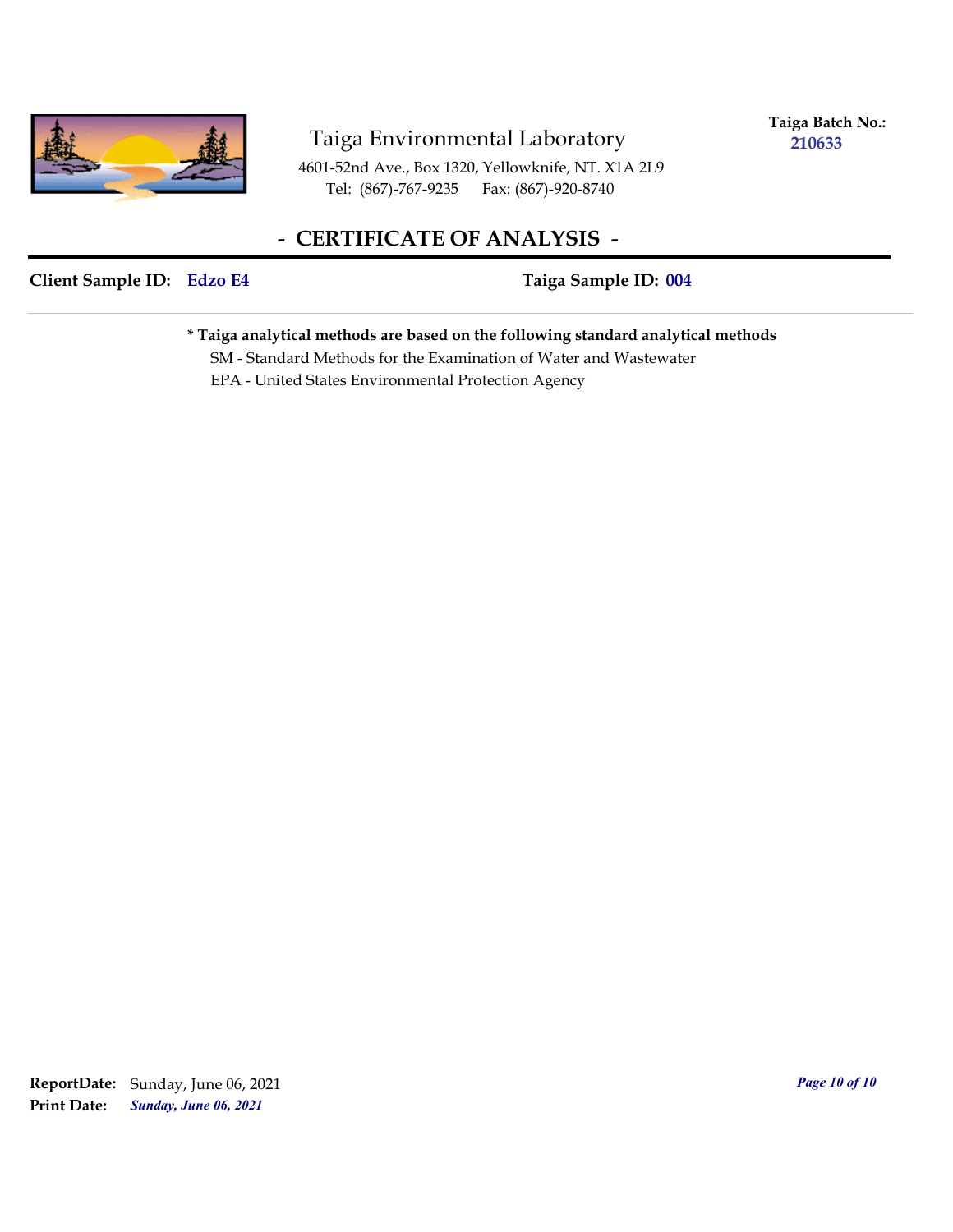Taiga Environmental Laboratory

4601-52nd Ave., Box 1320, Yellowknife, NT. X1A 2L9
Tel: (867)-767-9235 Fax: (867)-920-8740

**Taiga Batch No.:** **210633**

## - CERTIFICATE OF ANALYSIS -

**Client Sample ID:** **Edzo E4** **Taiga Sample ID:** **004**

**\* Taiga analytical methods are based on the following standard analytical methods**

SM - Standard Methods for the Examination of Water and Wastewater

EPA - United States Environmental Protection Agency

**ReportDate:** Sunday, June 06, 2021
**Print Date:** ***Sunday, June 06, 2021***